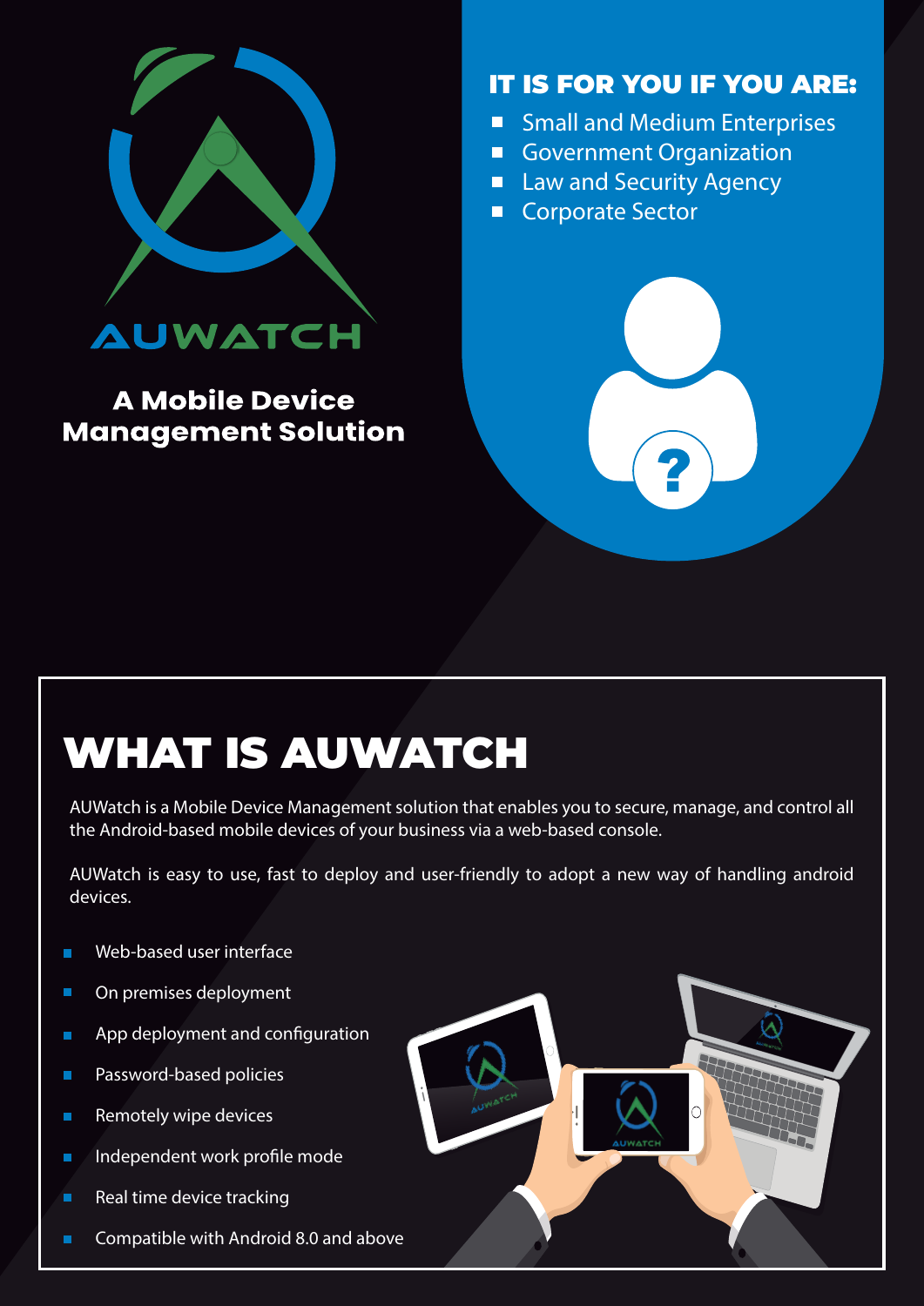AUWATCH

## A Mobile Device Management Solution

### IT IS FOR YOU IF YOU ARE:

- Small and Medium Enterprises
- Government Organization
- Law and Security Agency
- Corporate Sector

# WHAT IS AUWATCH

AUWatch is a Mobile Device Management solution that enables you to secure, manage, and control all the Android-based mobile devices of your business via a web-based console.

AUWatch is easy to use, fast to deploy and user-friendly to adopt a new way of handling android devices.

- Web-based user interface
- On premises deployment
- App deployment and configuration
- Password-based policies
- Remotely wipe devices
- Independent work profile mode
- Real time device tracking
- Compatible with Android 8.0 and above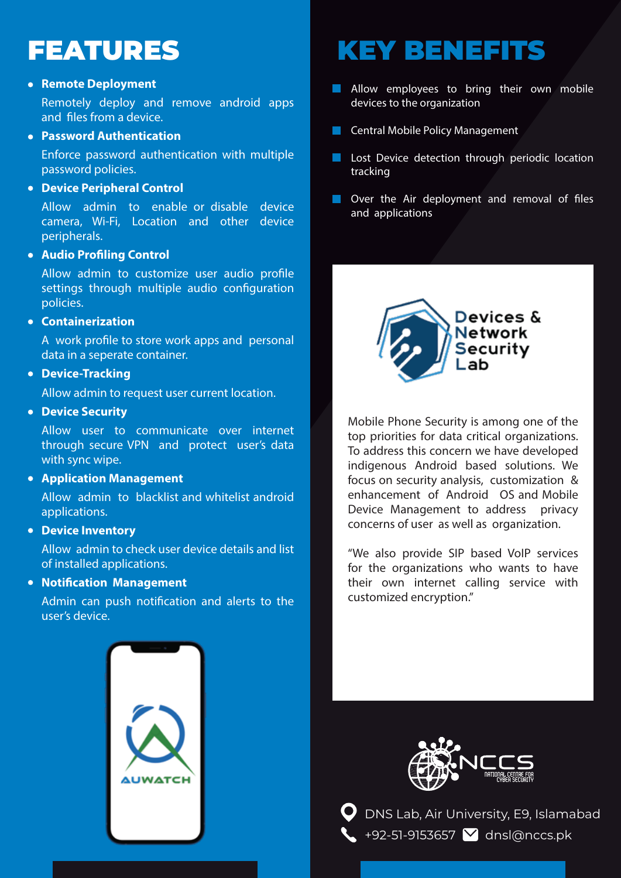# FEATURES

- **Remote Deployment**

  Remotely deploy and remove android apps and files from a device.

- **Password Authentication**

  Enforce password authentication with multiple password policies.

- **Device Peripheral Control**

  Allow admin to enable or disable device camera, Wi-Fi, Location and other device peripherals.

- **Audio Profiling Control**

  Allow admin to customize user audio profile settings through multiple audio configuration policies.

- **Containerization**

  A work profile to store work apps and personal data in a seperate container.

- **Device-Tracking**

  Allow admin to request user current location.

- **Device Security**

  Allow user to communicate over internet through secure VPN and protect user's data with sync wipe.

- **Application Management**

  Allow admin to blacklist and whitelist android applications.

- **Device Inventory**

  Allow admin to check user device details and list of installed applications.

- **Notification Management**

  Admin can push notification and alerts to the user's device.

AUWATCH

# KEY BENEFITS

- Allow employees to bring their own mobile devices to the organization
- Central Mobile Policy Management
- Lost Device detection through periodic location tracking
- Over the Air deployment and removal of files and applications

Devices & Network Security Lab

Mobile Phone Security is among one of the top priorities for data critical organizations. To address this concern we have developed indigenous Android based solutions. We focus on security analysis, customization & enhancement of Android OS and Mobile Device Management to address privacy concerns of user as well as organization.

"We also provide SIP based VoIP services for the organizations who wants to have their own internet calling service with customized encryption."

NCCS NATIONAL CENTRE FOR CYBER SECURITY

DNS Lab, Air University, E9, Islamabad

+92-51-9153657 dnsl@nccs.pk